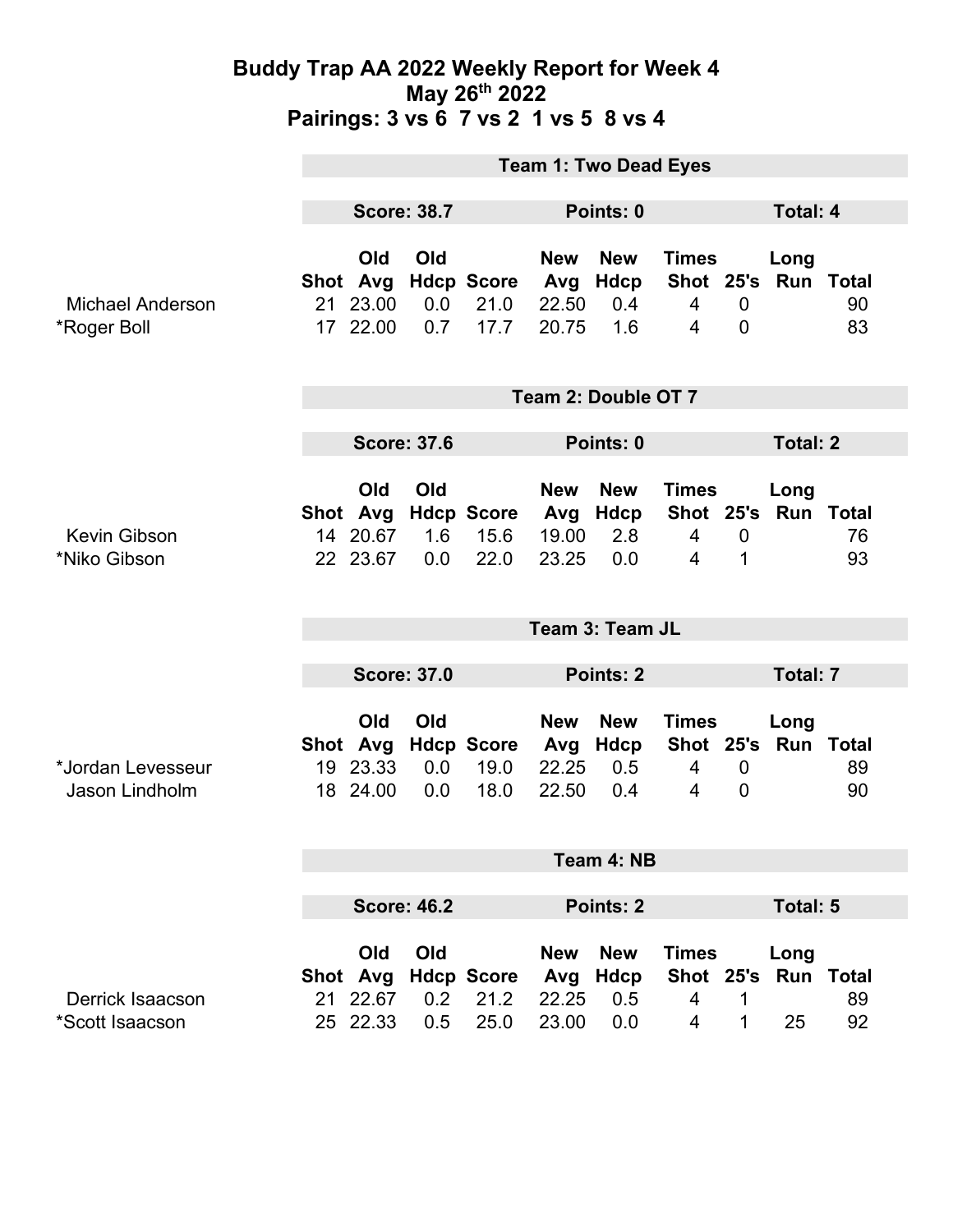# Buddy Trap AA 2022 Weekly Report for Week 4
## May 26th 2022
## Pairings: 3 vs 6 7 vs 2 1 vs 5 8 vs 4

### Team 1: Two Dead Eyes

**Score: 38.7** **Points: 0** **Total: 4**

| | Shot | Old Avg | Old Hdcp | Score | New Avg | New Hdcp | Times Shot | 25's | Long Run | Total |
|---|---|---|---|---|---|---|---|---|---|---|
| Michael Anderson | 21 | 23.00 | 0.0 | 21.0 | 22.50 | 0.4 | 4 | 0 | | 90 |
| *Roger Boll | 17 | 22.00 | 0.7 | 17.7 | 20.75 | 1.6 | 4 | 0 | | 83 |

### Team 2: Double OT 7

**Score: 37.6** **Points: 0** **Total: 2**

| | Shot | Old Avg | Old Hdcp | Score | New Avg | New Hdcp | Times Shot | 25's | Long Run | Total |
|---|---|---|---|---|---|---|---|---|---|---|
| Kevin Gibson | 14 | 20.67 | 1.6 | 15.6 | 19.00 | 2.8 | 4 | 0 | | 76 |
| *Niko Gibson | 22 | 23.67 | 0.0 | 22.0 | 23.25 | 0.0 | 4 | 1 | | 93 |

### Team 3: Team JL

**Score: 37.0** **Points: 2** **Total: 7**

| | Shot | Old Avg | Old Hdcp | Score | New Avg | New Hdcp | Times Shot | 25's | Long Run | Total |
|---|---|---|---|---|---|---|---|---|---|---|
| *Jordan Levesseur | 19 | 23.33 | 0.0 | 19.0 | 22.25 | 0.5 | 4 | 0 | | 89 |
| Jason Lindholm | 18 | 24.00 | 0.0 | 18.0 | 22.50 | 0.4 | 4 | 0 | | 90 |

### Team 4: NB

**Score: 46.2** **Points: 2** **Total: 5**

| | Shot | Old Avg | Old Hdcp | Score | New Avg | New Hdcp | Times Shot | 25's | Long Run | Total |
|---|---|---|---|---|---|---|---|---|---|---|
| Derrick Isaacson | 21 | 22.67 | 0.2 | 21.2 | 22.25 | 0.5 | 4 | 1 | | 89 |
| *Scott Isaacson | 25 | 22.33 | 0.5 | 25.0 | 23.00 | 0.0 | 4 | 1 | 25 | 92 |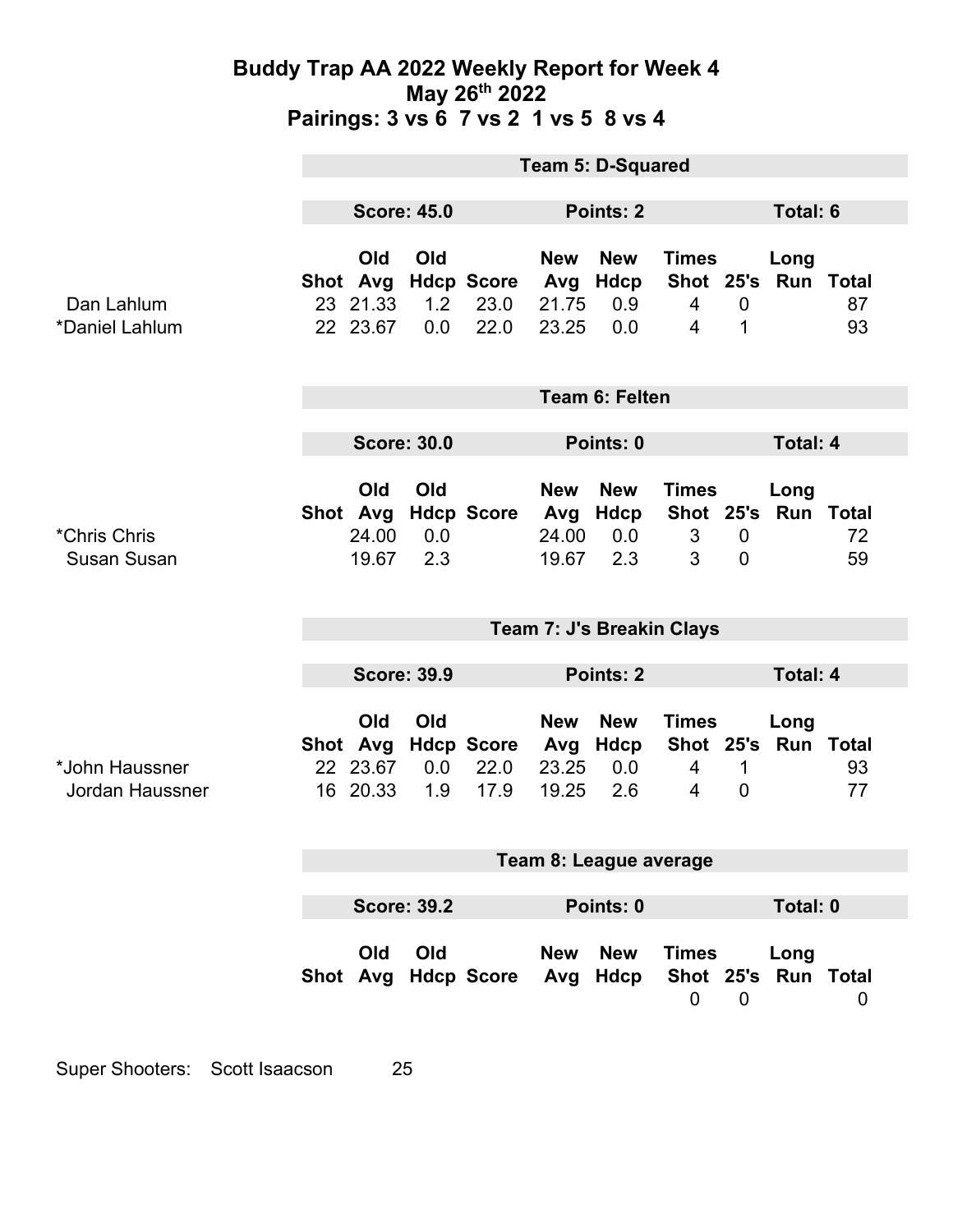# Buddy Trap AA 2022 Weekly Report for Week 4

## May 26th 2022

## Pairings: 3 vs 6  7 vs 2  1 vs 5  8 vs 4

### Team 5: D-Squared

**Score: 45.0** | **Points: 2** | **Total: 6**

| | Shot | Old Avg | Old Hdcp | Score | New Avg | New Hdcp | Times Shot | 25's | Long Run | Total |
|---|---|---|---|---|---|---|---|---|---|---|
| Dan Lahlum | 23 | 21.33 | 1.2 | 23.0 | 21.75 | 0.9 | 4 | 0 | | 87 |
| *Daniel Lahlum | 22 | 23.67 | 0.0 | 22.0 | 23.25 | 0.0 | 4 | 1 | | 93 |

### Team 6: Felten

**Score: 30.0** | **Points: 0** | **Total: 4**

| | Shot | Old Avg | Old Hdcp | Score | New Avg | New Hdcp | Times Shot | 25's | Long Run | Total |
|---|---|---|---|---|---|---|---|---|---|---|
| *Chris Chris | | 24.00 | 0.0 | | 24.00 | 0.0 | 3 | 0 | | 72 |
| Susan Susan | | 19.67 | 2.3 | | 19.67 | 2.3 | 3 | 0 | | 59 |

### Team 7: J's Breakin Clays

**Score: 39.9** | **Points: 2** | **Total: 4**

| | Shot | Old Avg | Old Hdcp | Score | New Avg | New Hdcp | Times Shot | 25's | Long Run | Total |
|---|---|---|---|---|---|---|---|---|---|---|
| *John Haussner | 22 | 23.67 | 0.0 | 22.0 | 23.25 | 0.0 | 4 | 1 | | 93 |
| Jordan Haussner | 16 | 20.33 | 1.9 | 17.9 | 19.25 | 2.6 | 4 | 0 | | 77 |

### Team 8: League average

**Score: 39.2** | **Points: 0** | **Total: 0**

| | Shot | Old Avg | Old Hdcp | Score | New Avg | New Hdcp | Times Shot | 25's | Long Run | Total |
|---|---|---|---|---|---|---|---|---|---|---|
| | | | | | | | 0 | 0 | | 0 |

Super Shooters: Scott Isaacson 25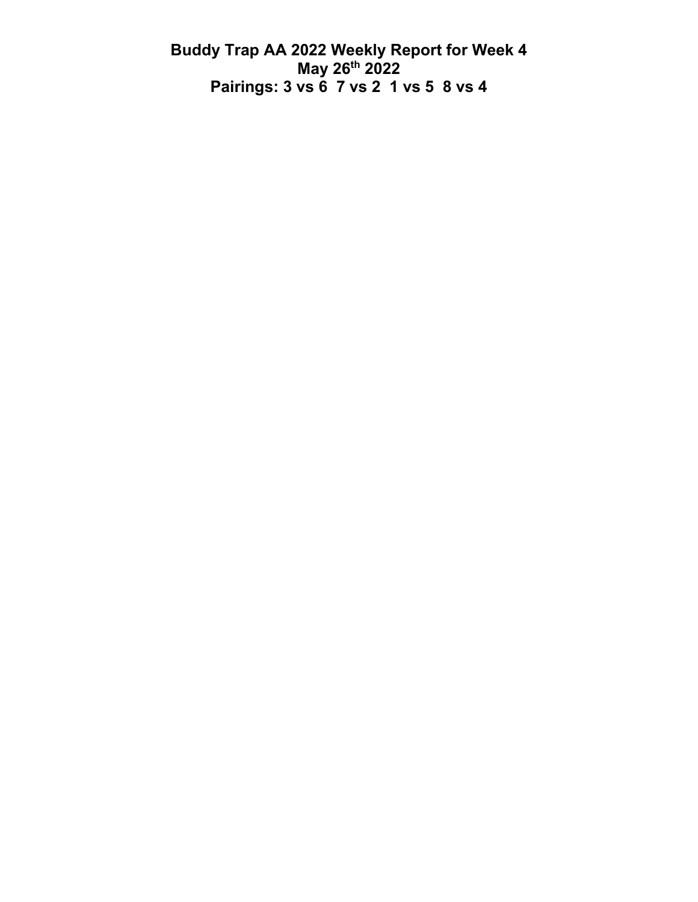# Buddy Trap AA 2022 Weekly Report for Week 4

## May 26th 2022

## Pairings: 3 vs 6 7 vs 2 1 vs 5 8 vs 4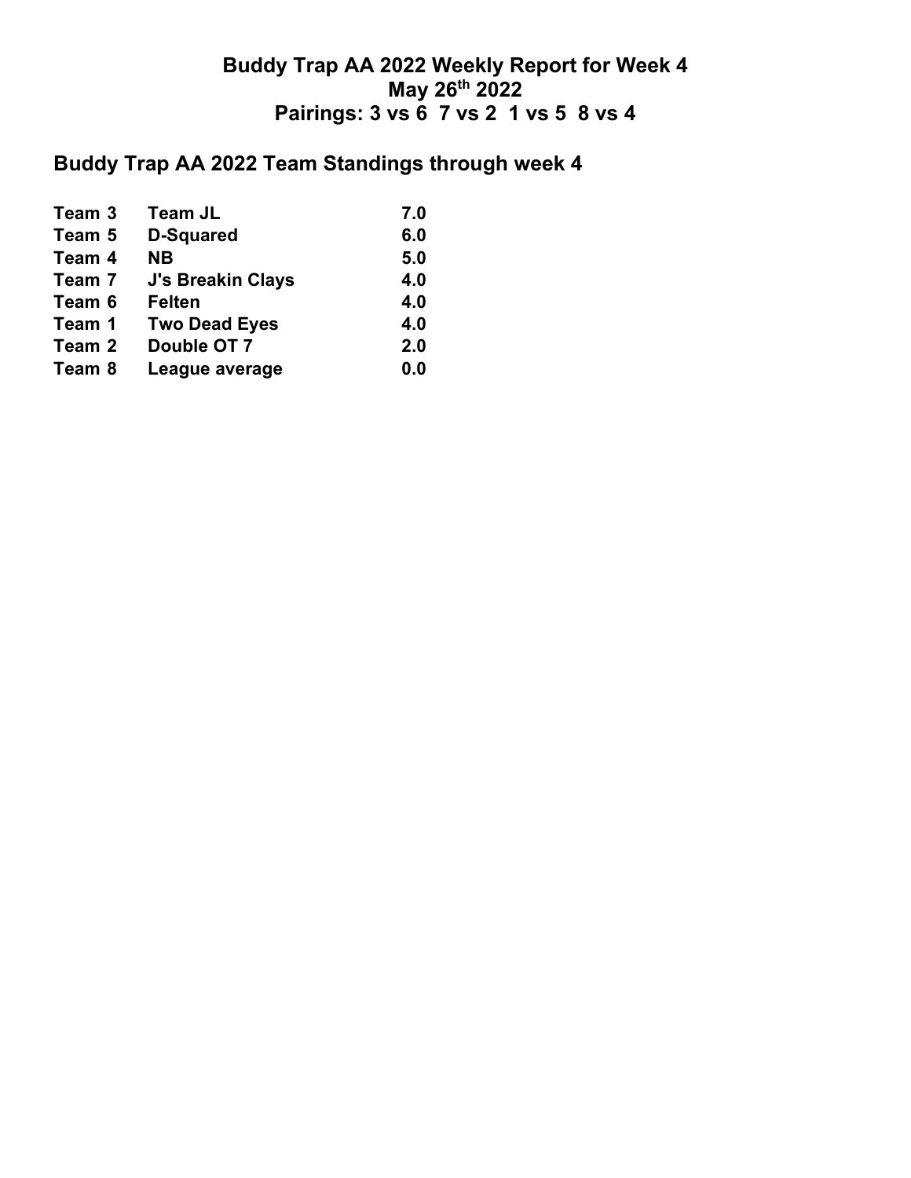# Buddy Trap AA 2022 Weekly Report for Week 4
## May 26th 2022
## Pairings: 3 vs 6  7 vs 2  1 vs 5  8 vs 4

## Buddy Trap AA 2022 Team Standings through week 4

| | | |
|---|---|---|
| Team 3 | Team JL | 7.0 |
| Team 5 | D-Squared | 6.0 |
| Team 4 | NB | 5.0 |
| Team 7 | J's Breakin Clays | 4.0 |
| Team 6 | Felten | 4.0 |
| Team 1 | Two Dead Eyes | 4.0 |
| Team 2 | Double OT 7 | 2.0 |
| Team 8 | League average | 0.0 |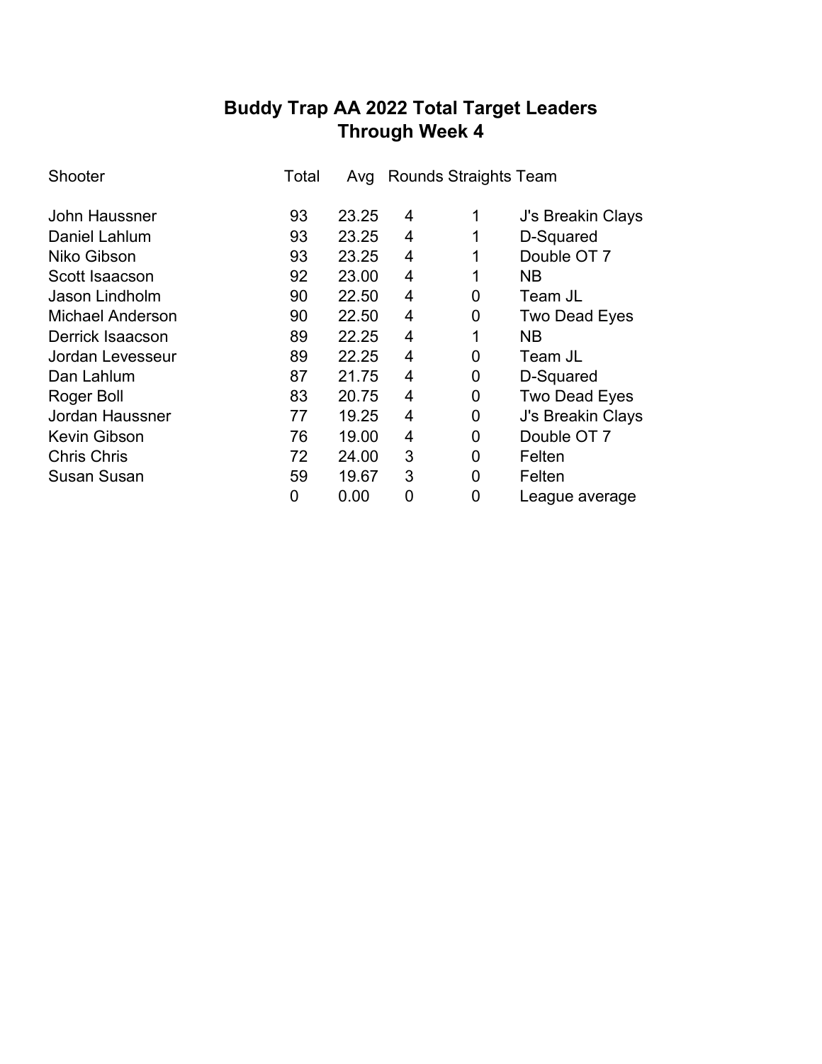# Buddy Trap AA 2022 Total Target Leaders
## Through Week 4

| Shooter | Total | Avg | Rounds | Straights | Team |
|---|---|---|---|---|---|
| John Haussner | 93 | 23.25 | 4 | 1 | J's Breakin Clays |
| Daniel Lahlum | 93 | 23.25 | 4 | 1 | D-Squared |
| Niko Gibson | 93 | 23.25 | 4 | 1 | Double OT 7 |
| Scott Isaacson | 92 | 23.00 | 4 | 1 | NB |
| Jason Lindholm | 90 | 22.50 | 4 | 0 | Team JL |
| Michael Anderson | 90 | 22.50 | 4 | 0 | Two Dead Eyes |
| Derrick Isaacson | 89 | 22.25 | 4 | 1 | NB |
| Jordan Levesseur | 89 | 22.25 | 4 | 0 | Team JL |
| Dan Lahlum | 87 | 21.75 | 4 | 0 | D-Squared |
| Roger Boll | 83 | 20.75 | 4 | 0 | Two Dead Eyes |
| Jordan Haussner | 77 | 19.25 | 4 | 0 | J's Breakin Clays |
| Kevin Gibson | 76 | 19.00 | 4 | 0 | Double OT 7 |
| Chris Chris | 72 | 24.00 | 3 | 0 | Felten |
| Susan Susan | 59 | 19.67 | 3 | 0 | Felten |
| | 0 | 0.00 | 0 | 0 | League average |